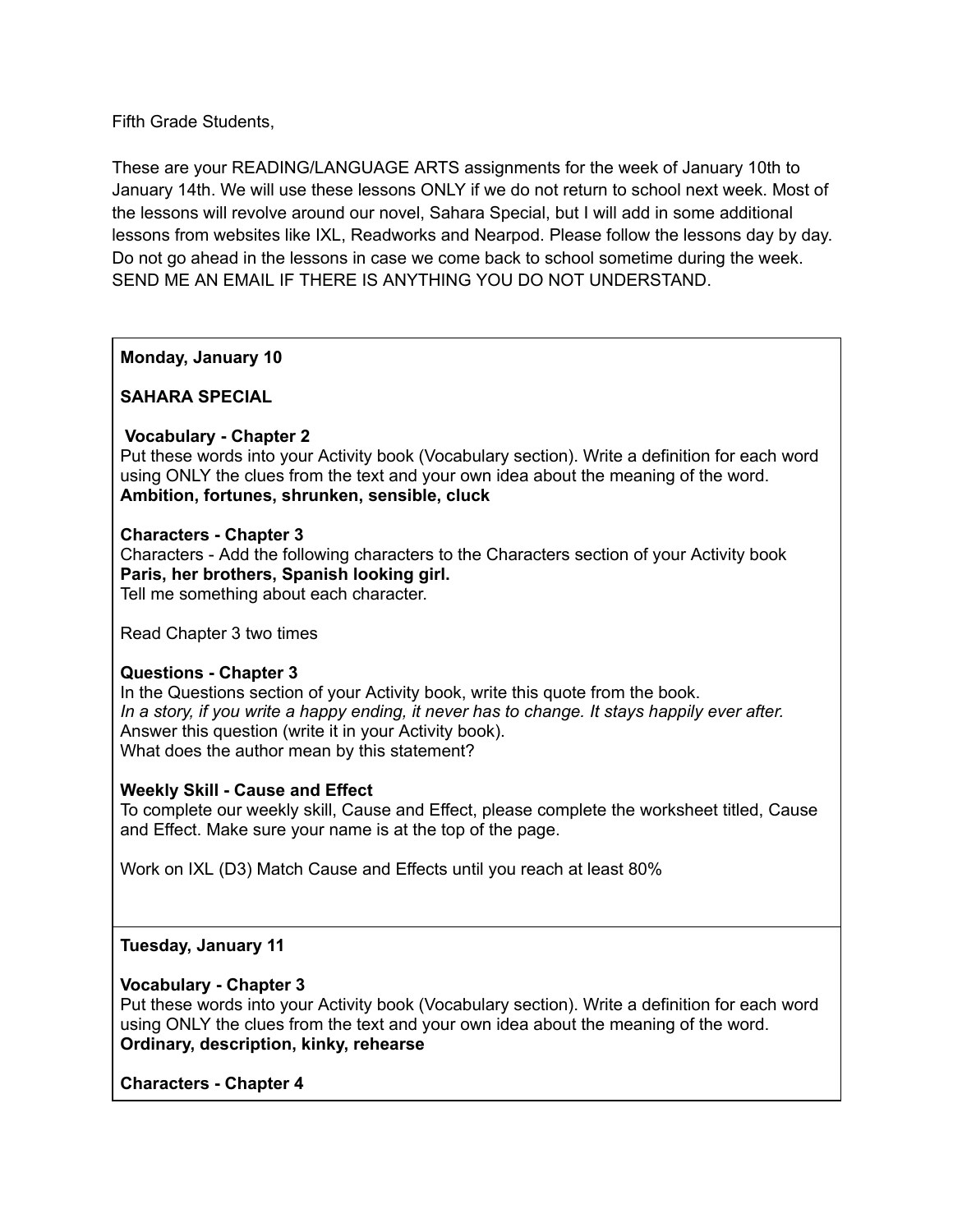Fifth Grade Students,

These are your READING/LANGUAGE ARTS assignments for the week of January 10th to January 14th. We will use these lessons ONLY if we do not return to school next week. Most of the lessons will revolve around our novel, Sahara Special, but I will add in some additional lessons from websites like IXL, Readworks and Nearpod. Please follow the lessons day by day. Do not go ahead in the lessons in case we come back to school sometime during the week. SEND ME AN EMAIL IF THERE IS ANYTHING YOU DO NOT UNDERSTAND.

**Monday, January 10**

**SAHARA SPECIAL**

**Vocabulary - Chapter 2**
Put these words into your Activity book (Vocabulary section). Write a definition for each word using ONLY the clues from the text and your own idea about the meaning of the word.
**Ambition, fortunes, shrunken, sensible, cluck**

**Characters - Chapter 3**
Characters - Add the following characters to the Characters section of your Activity book
**Paris, her brothers, Spanish looking girl.**
Tell me something about each character.

Read Chapter 3 two times

**Questions - Chapter 3**
In the Questions section of your Activity book, write this quote from the book.
*In a story, if you write a happy ending, it never has to change. It stays happily ever after.*
Answer this question (write it in your Activity book).
What does the author mean by this statement?

**Weekly Skill - Cause and Effect**
To complete our weekly skill, Cause and Effect, please complete the worksheet titled, Cause and Effect. Make sure your name is at the top of the page.

Work on IXL (D3) Match Cause and Effects until you reach at least 80%

**Tuesday, January 11**

**Vocabulary - Chapter 3**
Put these words into your Activity book (Vocabulary section). Write a definition for each word using ONLY the clues from the text and your own idea about the meaning of the word.
**Ordinary, description, kinky, rehearse**

**Characters - Chapter 4**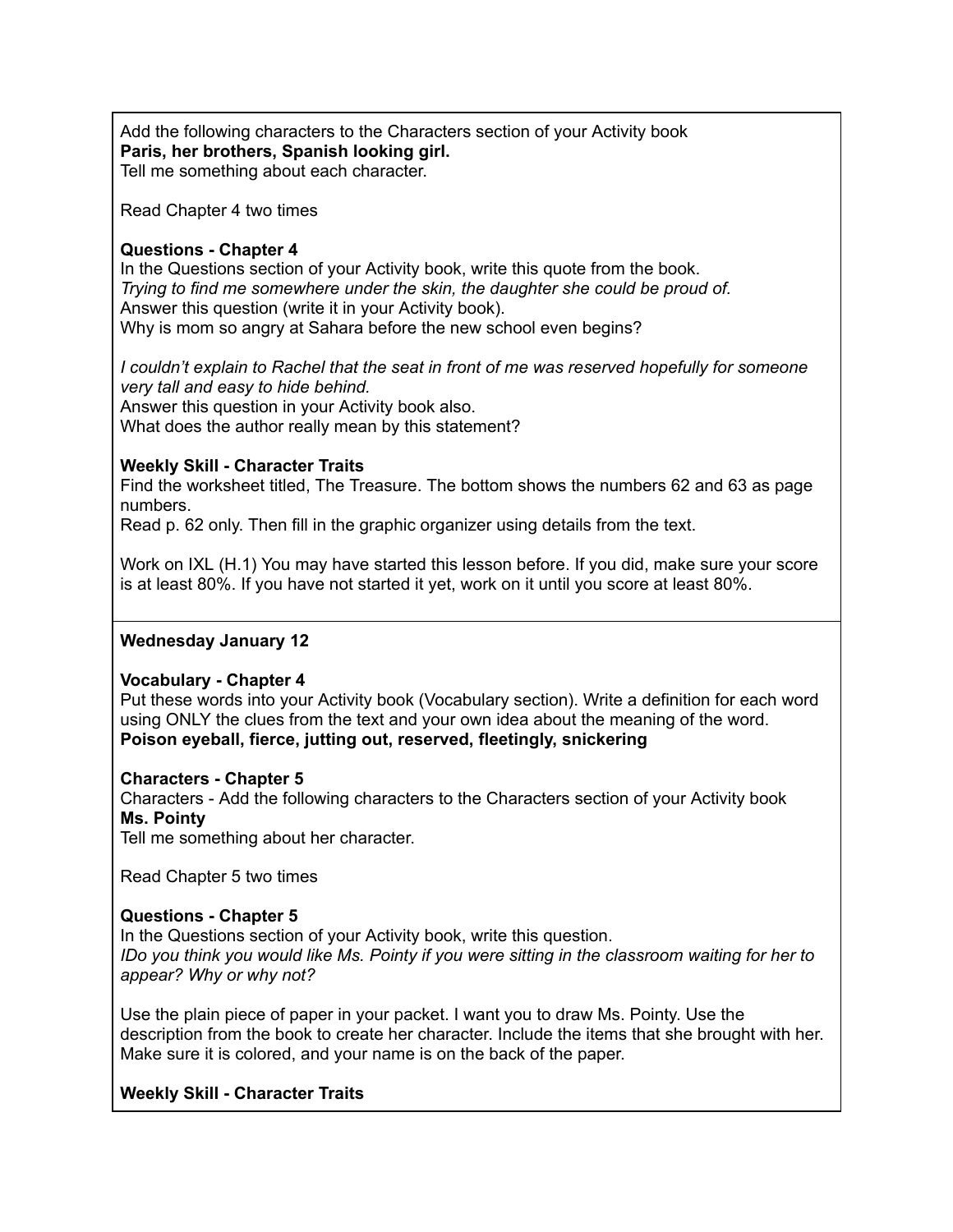Add the following characters to the Characters section of your Activity book
**Paris, her brothers, Spanish looking girl.**
Tell me something about each character.

Read Chapter 4 two times

**Questions - Chapter 4**
In the Questions section of your Activity book, write this quote from the book.
*Trying to find me somewhere under the skin, the daughter she could be proud of.*
Answer this question (write it in your Activity book).
Why is mom so angry at Sahara before the new school even begins?

*I couldn't explain to Rachel that the seat in front of me was reserved hopefully for someone very tall and easy to hide behind.*
Answer this question in your Activity book also.
What does the author really mean by this statement?

**Weekly Skill - Character Traits**
Find the worksheet titled, The Treasure. The bottom shows the numbers 62 and 63 as page numbers.
Read p. 62 only. Then fill in the graphic organizer using details from the text.

Work on IXL (H.1) You may have started this lesson before. If you did, make sure your score is at least 80%. If you have not started it yet, work on it until you score at least 80%.

**Wednesday January 12**

**Vocabulary - Chapter 4**
Put these words into your Activity book (Vocabulary section). Write a definition for each word using ONLY the clues from the text and your own idea about the meaning of the word.
**Poison eyeball, fierce, jutting out, reserved, fleetingly, snickering**

**Characters - Chapter 5**
Characters - Add the following characters to the Characters section of your Activity book
**Ms. Pointy**
Tell me something about her character.

Read Chapter 5 two times

**Questions - Chapter 5**
In the Questions section of your Activity book, write this question.
*IDo you think you would like Ms. Pointy if you were sitting in the classroom waiting for her to appear? Why or why not?*

Use the plain piece of paper in your packet. I want you to draw Ms. Pointy. Use the description from the book to create her character. Include the items that she brought with her. Make sure it is colored, and your name is on the back of the paper.

**Weekly Skill - Character Traits**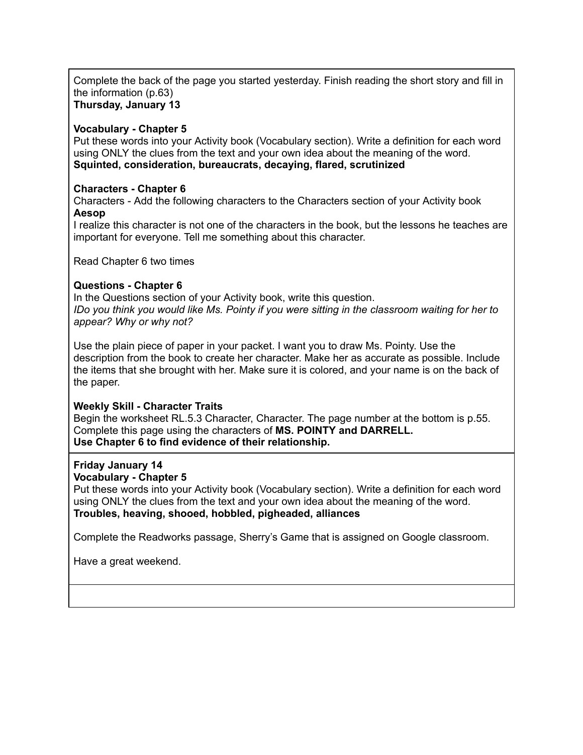Complete the back of the page you started yesterday. Finish reading the short story and fill in the information (p.63)
**Thursday, January 13**

**Vocabulary - Chapter 5**
Put these words into your Activity book (Vocabulary section). Write a definition for each word using ONLY the clues from the text and your own idea about the meaning of the word.
**Squinted, consideration, bureaucrats, decaying, flared, scrutinized**

**Characters - Chapter 6**
Characters - Add the following characters to the Characters section of your Activity book
**Aesop**
I realize this character is not one of the characters in the book, but the lessons he teaches are important for everyone. Tell me something about this character.

Read Chapter 6 two times

**Questions - Chapter 6**
In the Questions section of your Activity book, write this question.
*IDo you think you would like Ms. Pointy if you were sitting in the classroom waiting for her to appear? Why or why not?*

Use the plain piece of paper in your packet. I want you to draw Ms. Pointy. Use the description from the book to create her character. Make her as accurate as possible. Include the items that she brought with her. Make sure it is colored, and your name is on the back of the paper.

**Weekly Skill - Character Traits**
Begin the worksheet RL.5.3 Character, Character. The page number at the bottom is p.55. Complete this page using the characters of **MS. POINTY and DARRELL.**
**Use Chapter 6 to find evidence of their relationship.**

**Friday January 14**
**Vocabulary - Chapter 5**
Put these words into your Activity book (Vocabulary section). Write a definition for each word using ONLY the clues from the text and your own idea about the meaning of the word.
**Troubles, heaving, shooed, hobbled, pigheaded, alliances**

Complete the Readworks passage, Sherry's Game that is assigned on Google classroom.

Have a great weekend.